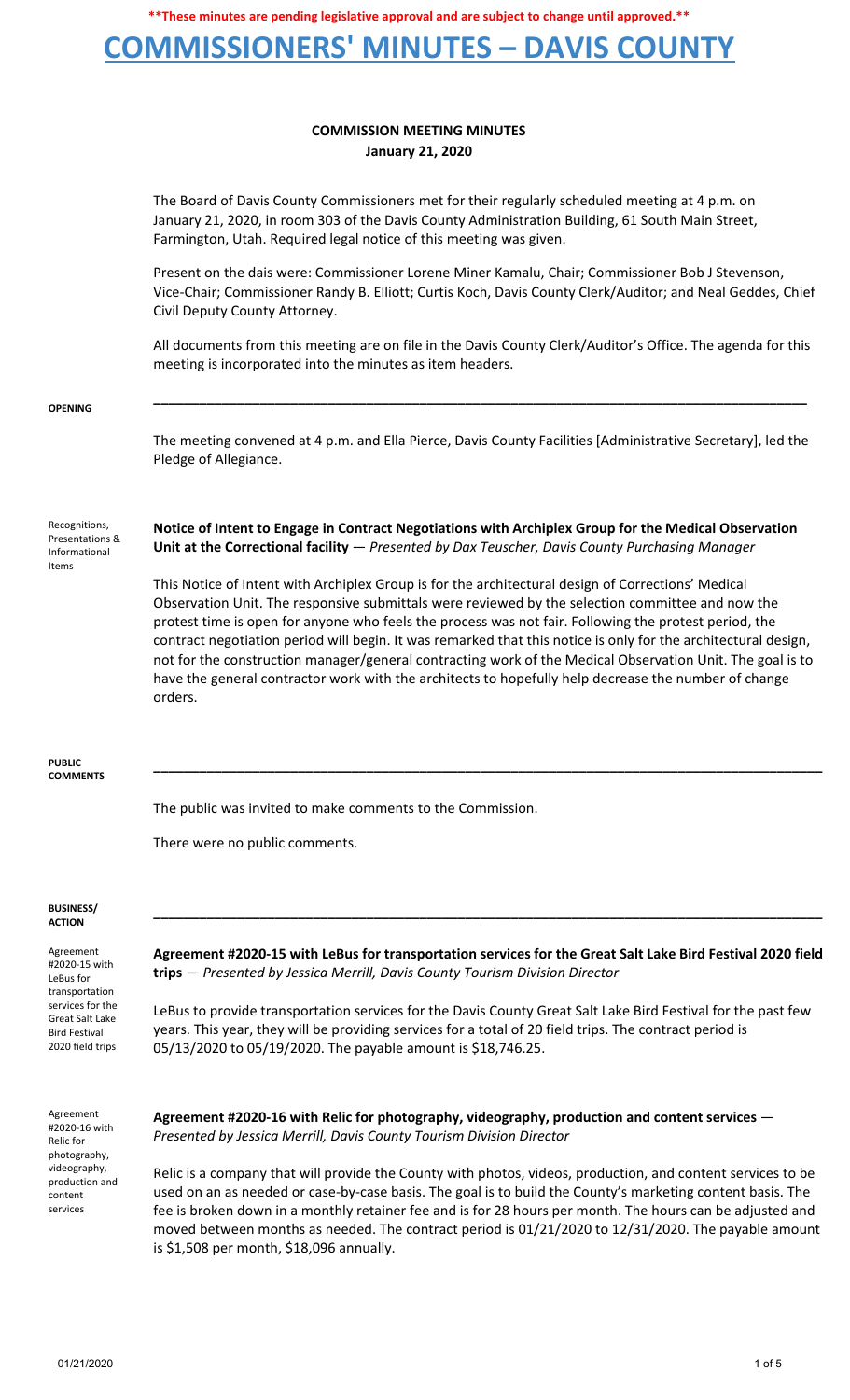**\*\*These minutes are pending legislative approval and are subject to change until approved.\*\***

# COMMISSIONERS' MINUTES – DAVIS COUNTY

## COMMISSION MEETING MINUTES
**January 21, 2020**

The Board of Davis County Commissioners met for their regularly scheduled meeting at 4 p.m. on January 21, 2020, in room 303 of the Davis County Administration Building, 61 South Main Street, Farmington, Utah. Required legal notice of this meeting was given.

Present on the dais were: Commissioner Lorene Miner Kamalu, Chair; Commissioner Bob J Stevenson, Vice-Chair; Commissioner Randy B. Elliott; Curtis Koch, Davis County Clerk/Auditor; and Neal Geddes, Chief Civil Deputy County Attorney.

All documents from this meeting are on file in the Davis County Clerk/Auditor's Office. The agenda for this meeting is incorporated into the minutes as item headers.

---

**OPENING**

The meeting convened at 4 p.m. and Ella Pierce, Davis County Facilities [Administrative Secretary], led the Pledge of Allegiance.

Recognitions, Presentations & Informational Items

**Notice of Intent to Engage in Contract Negotiations with Archiplex Group for the Medical Observation Unit at the Correctional facility** — *Presented by Dax Teuscher, Davis County Purchasing Manager*

This Notice of Intent with Archiplex Group is for the architectural design of Corrections' Medical Observation Unit. The responsive submittals were reviewed by the selection committee and now the protest time is open for anyone who feels the process was not fair. Following the protest period, the contract negotiation period will begin. It was remarked that this notice is only for the architectural design, not for the construction manager/general contracting work of the Medical Observation Unit. The goal is to have the general contractor work with the architects to hopefully help decrease the number of change orders.

---

**PUBLIC COMMENTS**

The public was invited to make comments to the Commission.

There were no public comments.

---

**BUSINESS/ ACTION**

Agreement #2020-15 with LeBus for transportation services for the Great Salt Lake Bird Festival 2020 field trips

**Agreement #2020-15 with LeBus for transportation services for the Great Salt Lake Bird Festival 2020 field trips** — *Presented by Jessica Merrill, Davis County Tourism Division Director*

LeBus to provide transportation services for the Davis County Great Salt Lake Bird Festival for the past few years. This year, they will be providing services for a total of 20 field trips. The contract period is 05/13/2020 to 05/19/2020. The payable amount is $18,746.25.

Agreement #2020-16 with Relic for photography, videography, production and content services

**Agreement #2020-16 with Relic for photography, videography, production and content services** — *Presented by Jessica Merrill, Davis County Tourism Division Director*

Relic is a company that will provide the County with photos, videos, production, and content services to be used on an as needed or case-by-case basis. The goal is to build the County's marketing content basis. The fee is broken down in a monthly retainer fee and is for 28 hours per month. The hours can be adjusted and moved between months as needed. The contract period is 01/21/2020 to 12/31/2020. The payable amount is $1,508 per month, $18,096 annually.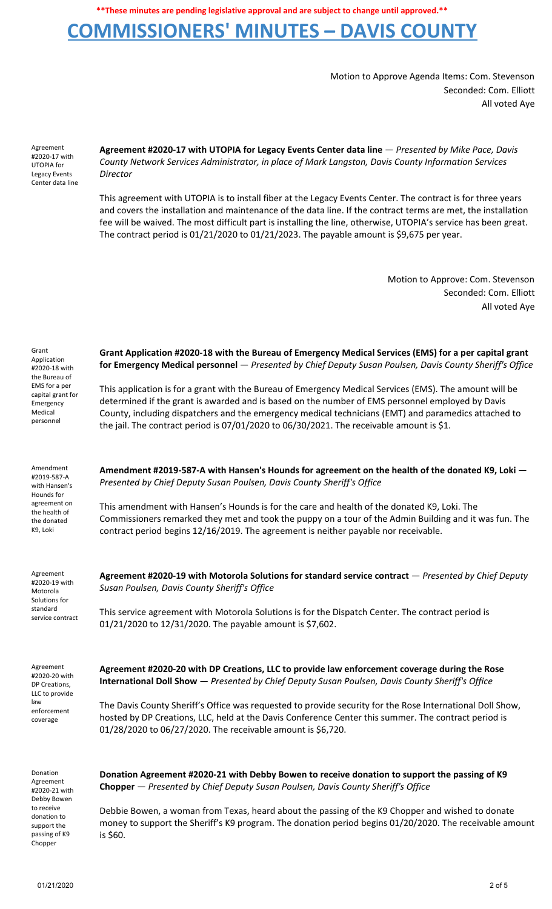**These minutes are pending legislative approval and are subject to change until approved.**

# COMMISSIONERS' MINUTES – DAVIS COUNTY

Motion to Approve Agenda Items: Com. Stevenson
Seconded: Com. Elliott
All voted Aye

Agreement #2020-17 with UTOPIA for Legacy Events Center data line

**Agreement #2020-17 with UTOPIA for Legacy Events Center data line** — *Presented by Mike Pace, Davis County Network Services Administrator, in place of Mark Langston, Davis County Information Services Director*

This agreement with UTOPIA is to install fiber at the Legacy Events Center. The contract is for three years and covers the installation and maintenance of the data line. If the contract terms are met, the installation fee will be waived. The most difficult part is installing the line, otherwise, UTOPIA's service has been great. The contract period is 01/21/2020 to 01/21/2023. The payable amount is $9,675 per year.

Motion to Approve: Com. Stevenson
Seconded: Com. Elliott
All voted Aye

Grant Application #2020-18 with the Bureau of EMS for a per capital grant for Emergency Medical personnel

**Grant Application #2020-18 with the Bureau of Emergency Medical Services (EMS) for a per capital grant for Emergency Medical personnel** — *Presented by Chief Deputy Susan Poulsen, Davis County Sheriff's Office*

This application is for a grant with the Bureau of Emergency Medical Services (EMS). The amount will be determined if the grant is awarded and is based on the number of EMS personnel employed by Davis County, including dispatchers and the emergency medical technicians (EMT) and paramedics attached to the jail. The contract period is 07/01/2020 to 06/30/2021. The receivable amount is $1.

Amendment #2019-587-A with Hansen's Hounds for agreement on the health of the donated K9, Loki

**Amendment #2019-587-A with Hansen's Hounds for agreement on the health of the donated K9, Loki** — *Presented by Chief Deputy Susan Poulsen, Davis County Sheriff's Office*

This amendment with Hansen's Hounds is for the care and health of the donated K9, Loki. The Commissioners remarked they met and took the puppy on a tour of the Admin Building and it was fun. The contract period begins 12/16/2019. The agreement is neither payable nor receivable.

Agreement #2020-19 with Motorola Solutions for standard service contract

**Agreement #2020-19 with Motorola Solutions for standard service contract** — *Presented by Chief Deputy Susan Poulsen, Davis County Sheriff's Office*

This service agreement with Motorola Solutions is for the Dispatch Center. The contract period is 01/21/2020 to 12/31/2020. The payable amount is $7,602.

Agreement #2020-20 with DP Creations, LLC to provide law enforcement coverage

**Agreement #2020-20 with DP Creations, LLC to provide law enforcement coverage during the Rose International Doll Show** — *Presented by Chief Deputy Susan Poulsen, Davis County Sheriff's Office*

The Davis County Sheriff's Office was requested to provide security for the Rose International Doll Show, hosted by DP Creations, LLC, held at the Davis Conference Center this summer. The contract period is 01/28/2020 to 06/27/2020. The receivable amount is $6,720.

Donation Agreement #2020-21 with Debby Bowen to receive donation to support the passing of K9 Chopper

**Donation Agreement #2020-21 with Debby Bowen to receive donation to support the passing of K9 Chopper** — *Presented by Chief Deputy Susan Poulsen, Davis County Sheriff's Office*

Debbie Bowen, a woman from Texas, heard about the passing of the K9 Chopper and wished to donate money to support the Sheriff's K9 program. The donation period begins 01/20/2020. The receivable amount is $60.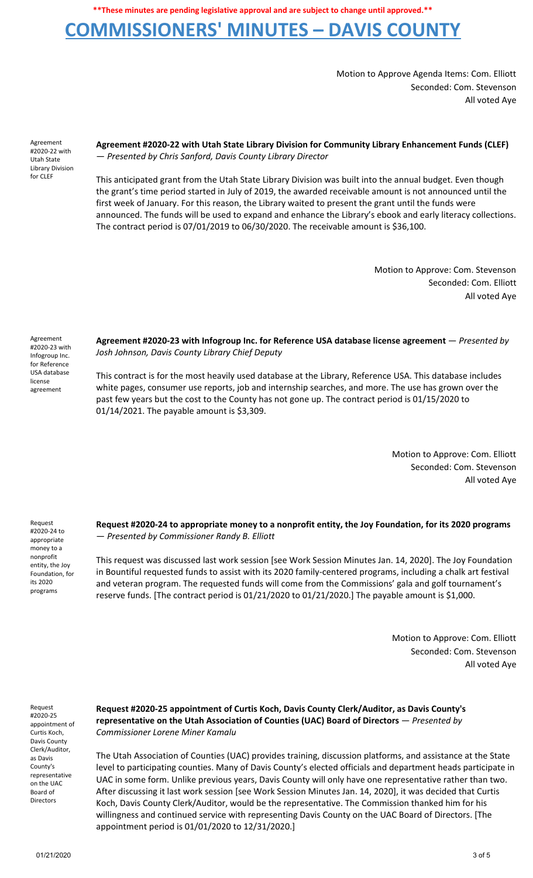**\*\*These minutes are pending legislative approval and are subject to change until approved.\*\***

# COMMISSIONERS' MINUTES – DAVIS COUNTY

Motion to Approve Agenda Items: Com. Elliott
Seconded: Com. Stevenson
All voted Aye

Agreement #2020-22 with Utah State Library Division for CLEF

**Agreement #2020-22 with Utah State Library Division for Community Library Enhancement Funds (CLEF)** — *Presented by Chris Sanford, Davis County Library Director*

This anticipated grant from the Utah State Library Division was built into the annual budget. Even though the grant's time period started in July of 2019, the awarded receivable amount is not announced until the first week of January. For this reason, the Library waited to present the grant until the funds were announced. The funds will be used to expand and enhance the Library's ebook and early literacy collections. The contract period is 07/01/2019 to 06/30/2020. The receivable amount is $36,100.

Motion to Approve: Com. Stevenson
Seconded: Com. Elliott
All voted Aye

Agreement #2020-23 with Infogroup Inc. for Reference USA database license agreement

**Agreement #2020-23 with Infogroup Inc. for Reference USA database license agreement** — *Presented by Josh Johnson, Davis County Library Chief Deputy*

This contract is for the most heavily used database at the Library, Reference USA. This database includes white pages, consumer use reports, job and internship searches, and more. The use has grown over the past few years but the cost to the County has not gone up. The contract period is 01/15/2020 to 01/14/2021. The payable amount is $3,309.

Motion to Approve: Com. Elliott
Seconded: Com. Stevenson
All voted Aye

Request #2020-24 to appropriate money to a nonprofit entity, the Joy Foundation, for its 2020 programs

**Request #2020-24 to appropriate money to a nonprofit entity, the Joy Foundation, for its 2020 programs** — *Presented by Commissioner Randy B. Elliott*

This request was discussed last work session [see Work Session Minutes Jan. 14, 2020]. The Joy Foundation in Bountiful requested funds to assist with its 2020 family-centered programs, including a chalk art festival and veteran program. The requested funds will come from the Commissions' gala and golf tournament's reserve funds. [The contract period is 01/21/2020 to 01/21/2020.] The payable amount is $1,000.

Motion to Approve: Com. Elliott
Seconded: Com. Stevenson
All voted Aye

Request #2020-25 appointment of Curtis Koch, Davis County Clerk/Auditor, as Davis County's representative on the UAC Board of Directors

**Request #2020-25 appointment of Curtis Koch, Davis County Clerk/Auditor, as Davis County's representative on the Utah Association of Counties (UAC) Board of Directors** — *Presented by Commissioner Lorene Miner Kamalu*

The Utah Association of Counties (UAC) provides training, discussion platforms, and assistance at the State level to participating counties. Many of Davis County's elected officials and department heads participate in UAC in some form. Unlike previous years, Davis County will only have one representative rather than two. After discussing it last work session [see Work Session Minutes Jan. 14, 2020], it was decided that Curtis Koch, Davis County Clerk/Auditor, would be the representative. The Commission thanked him for his willingness and continued service with representing Davis County on the UAC Board of Directors. [The appointment period is 01/01/2020 to 12/31/2020.]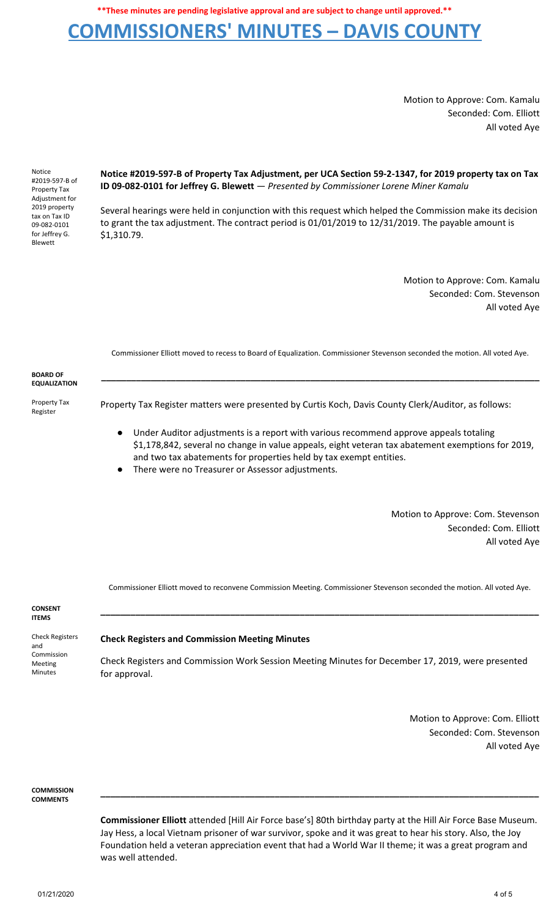**\*\*These minutes are pending legislative approval and are subject to change until approved.\*\***

# COMMISSIONERS' MINUTES – DAVIS COUNTY

Motion to Approve: Com. Kamalu
Seconded: Com. Elliott
All voted Aye

Notice #2019-597-B of Property Tax Adjustment for 2019 property tax on Tax ID 09-082-0101 for Jeffrey G. Blewett

**Notice #2019-597-B of Property Tax Adjustment, per UCA Section 59-2-1347, for 2019 property tax on Tax ID 09-082-0101 for Jeffrey G. Blewett** — *Presented by Commissioner Lorene Miner Kamalu*

Several hearings were held in conjunction with this request which helped the Commission make its decision to grant the tax adjustment. The contract period is 01/01/2019 to 12/31/2019. The payable amount is $1,310.79.

Motion to Approve: Com. Kamalu
Seconded: Com. Stevenson
All voted Aye

Commissioner Elliott moved to recess to Board of Equalization. Commissioner Stevenson seconded the motion. All voted Aye.

**BOARD OF EQUALIZATION**

Property Tax Register

Property Tax Register matters were presented by Curtis Koch, Davis County Clerk/Auditor, as follows:

- Under Auditor adjustments is a report with various recommend approve appeals totaling $1,178,842, several no change in value appeals, eight veteran tax abatement exemptions for 2019, and two tax abatements for properties held by tax exempt entities.
- There were no Treasurer or Assessor adjustments.

Motion to Approve: Com. Stevenson
Seconded: Com. Elliott
All voted Aye

Commissioner Elliott moved to reconvene Commission Meeting. Commissioner Stevenson seconded the motion. All voted Aye.

**CONSENT ITEMS**

Check Registers and Commission Meeting Minutes

**Check Registers and Commission Meeting Minutes**

Check Registers and Commission Work Session Meeting Minutes for December 17, 2019, were presented for approval.

Motion to Approve: Com. Elliott
Seconded: Com. Stevenson
All voted Aye

**COMMISSION COMMENTS**

**Commissioner Elliott** attended [Hill Air Force base's] 80th birthday party at the Hill Air Force Base Museum. Jay Hess, a local Vietnam prisoner of war survivor, spoke and it was great to hear his story. Also, the Joy Foundation held a veteran appreciation event that had a World War II theme; it was a great program and was well attended.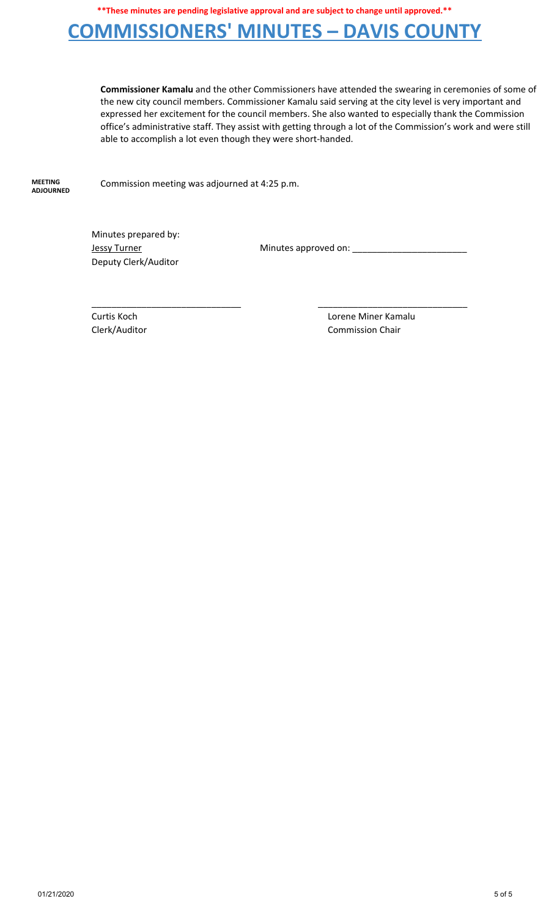**Commissioner Kamalu** and the other Commissioners have attended the swearing in ceremonies of some of the new city council members. Commissioner Kamalu said serving at the city level is very important and expressed her excitement for the council members. She also wanted to especially thank the Commission office's administrative staff. They assist with getting through a lot of the Commission's work and were still able to accomplish a lot even though they were short-handed.

**MEETING ADJOURNED**

Commission meeting was adjourned at 4:25 p.m.

Minutes prepared by:
Jessy Turner
Deputy Clerk/Auditor

Minutes approved on: _______________________

_____________________________
Curtis Koch
Clerk/Auditor

_____________________________
Lorene Miner Kamalu
Commission Chair